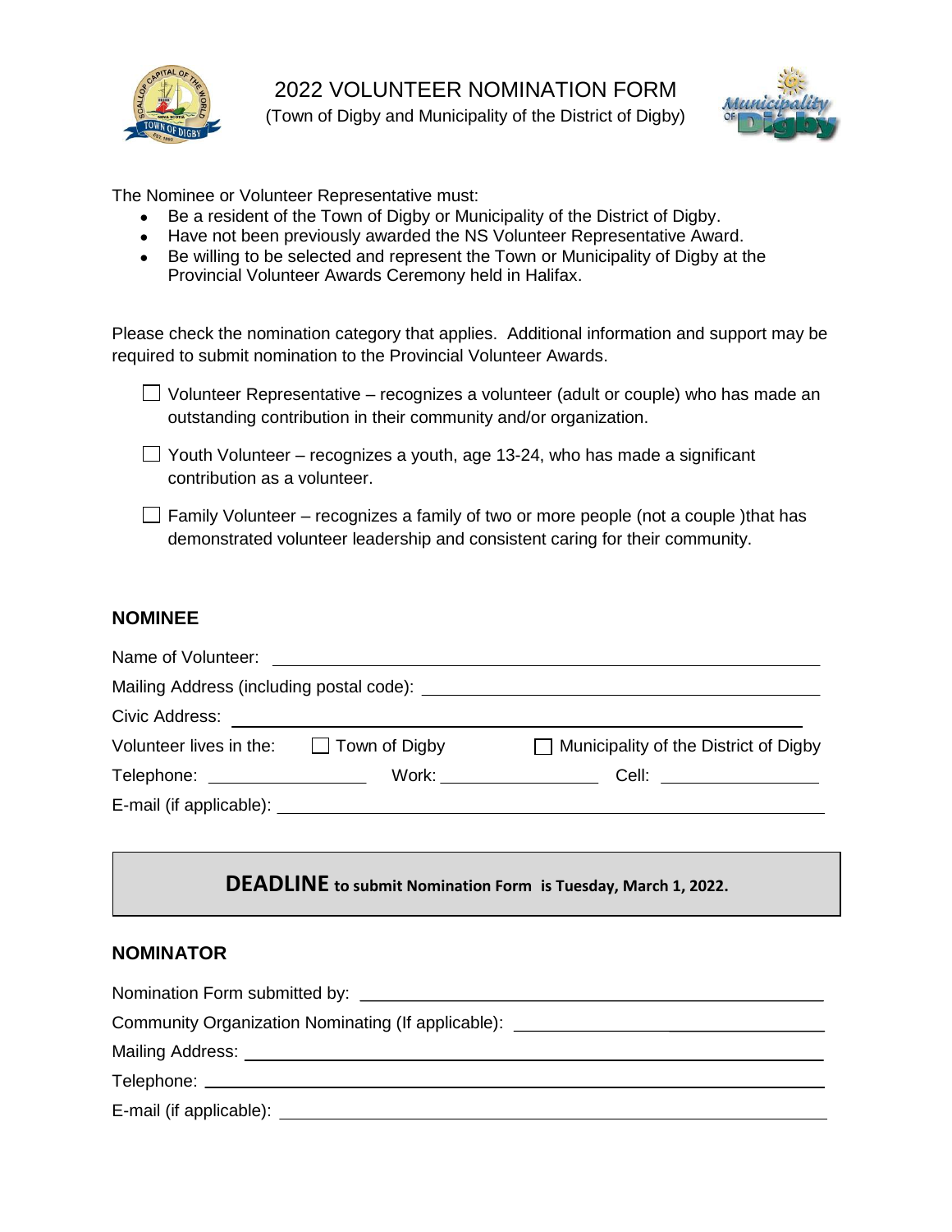# 2022 VOLUNTEER NOMINATION FORM

(Town of Digby and Municipality of the District of Digby)

The Nominee or Volunteer Representative must:

- Be a resident of the Town of Digby or Municipality of the District of Digby.
- Have not been previously awarded the NS Volunteer Representative Award.
- Be willing to be selected and represent the Town or Municipality of Digby at the Provincial Volunteer Awards Ceremony held in Halifax.

Please check the nomination category that applies. Additional information and support may be required to submit nomination to the Provincial Volunteer Awards.

- ☐ Volunteer Representative – recognizes a volunteer (adult or couple) who has made an outstanding contribution in their community and/or organization.
- ☐ Youth Volunteer – recognizes a youth, age 13-24, who has made a significant contribution as a volunteer.
- ☐ Family Volunteer – recognizes a family of two or more people (not a couple )that has demonstrated volunteer leadership and consistent caring for their community.

## NOMINEE

Name of Volunteer: ____________________

Mailing Address (including postal code): ____________________

Civic Address: ____________________

Volunteer lives in the: ☐ Town of Digby ☐ Municipality of the District of Digby

Telephone: __________ Work: __________ Cell: __________

E-mail (if applicable): ____________________

**DEADLINE to submit Nomination Form is Tuesday, March 1, 2022.**

## NOMINATOR

Nomination Form submitted by: ____________________

Community Organization Nominating (If applicable): ____________________

Mailing Address: ____________________

Telephone: ____________________

E-mail (if applicable): ____________________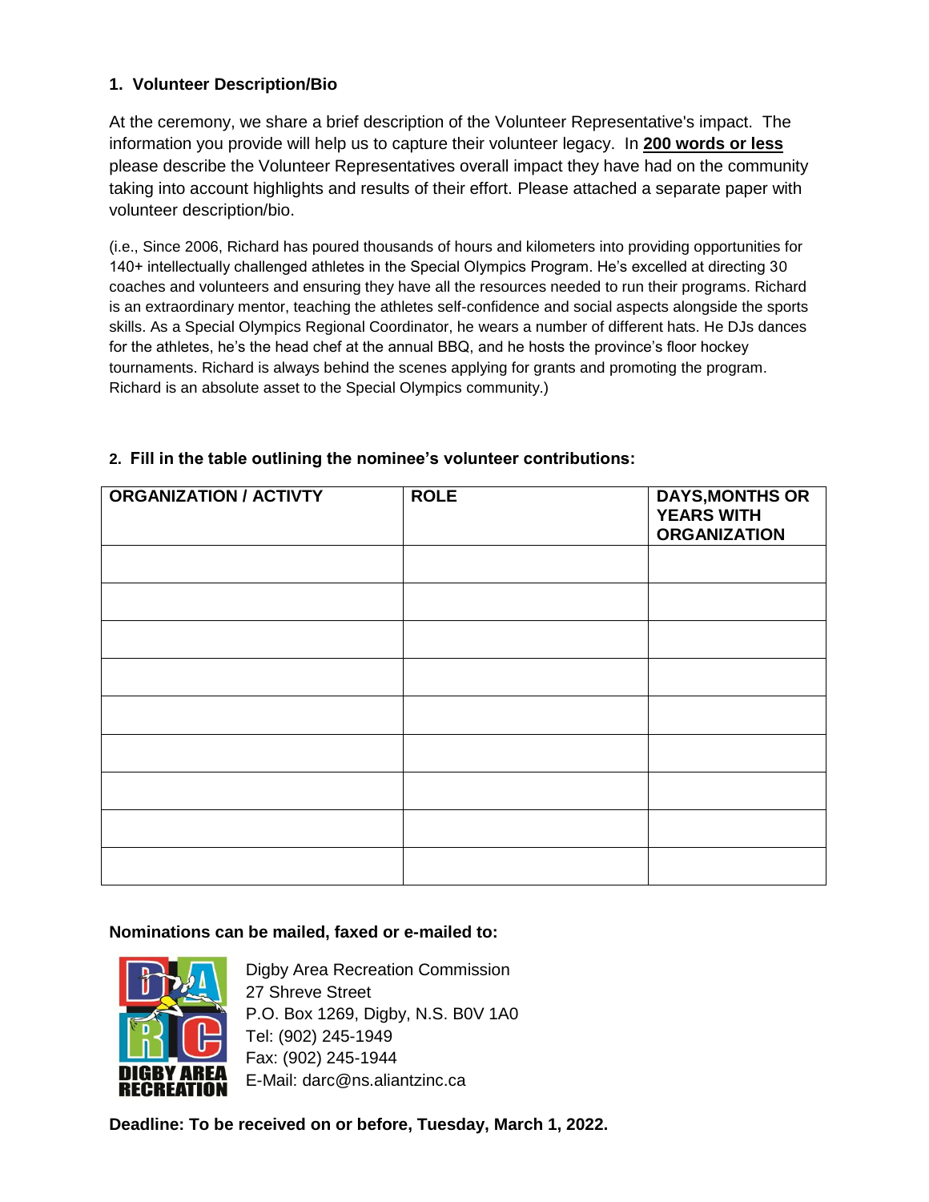## 1. Volunteer Description/Bio

At the ceremony, we share a brief description of the Volunteer Representative's impact. The information you provide will help us to capture their volunteer legacy. In **200 words or less** please describe the Volunteer Representatives overall impact they have had on the community taking into account highlights and results of their effort. Please attached a separate paper with volunteer description/bio.

(i.e., Since 2006, Richard has poured thousands of hours and kilometers into providing opportunities for 140+ intellectually challenged athletes in the Special Olympics Program. He's excelled at directing 30 coaches and volunteers and ensuring they have all the resources needed to run their programs. Richard is an extraordinary mentor, teaching the athletes self-confidence and social aspects alongside the sports skills. As a Special Olympics Regional Coordinator, he wears a number of different hats. He DJs dances for the athletes, he's the head chef at the annual BBQ, and he hosts the province's floor hockey tournaments. Richard is always behind the scenes applying for grants and promoting the program. Richard is an absolute asset to the Special Olympics community.)

## 2. Fill in the table outlining the nominee's volunteer contributions:

| ORGANIZATION / ACTIVTY | ROLE | DAYS,MONTHS OR YEARS WITH ORGANIZATION |
|---|---|---|
| | | |
| | | |
| | | |
| | | |
| | | |
| | | |
| | | |
| | | |
| | | |

**Nominations can be mailed, faxed or e-mailed to:**

DIGBY AREA RECREATION

Digby Area Recreation Commission
27 Shreve Street
P.O. Box 1269, Digby, N.S. B0V 1A0
Tel: (902) 245-1949
Fax: (902) 245-1944
E-Mail: darc@ns.aliantzinc.ca

**Deadline: To be received on or before, Tuesday, March 1, 2022.**